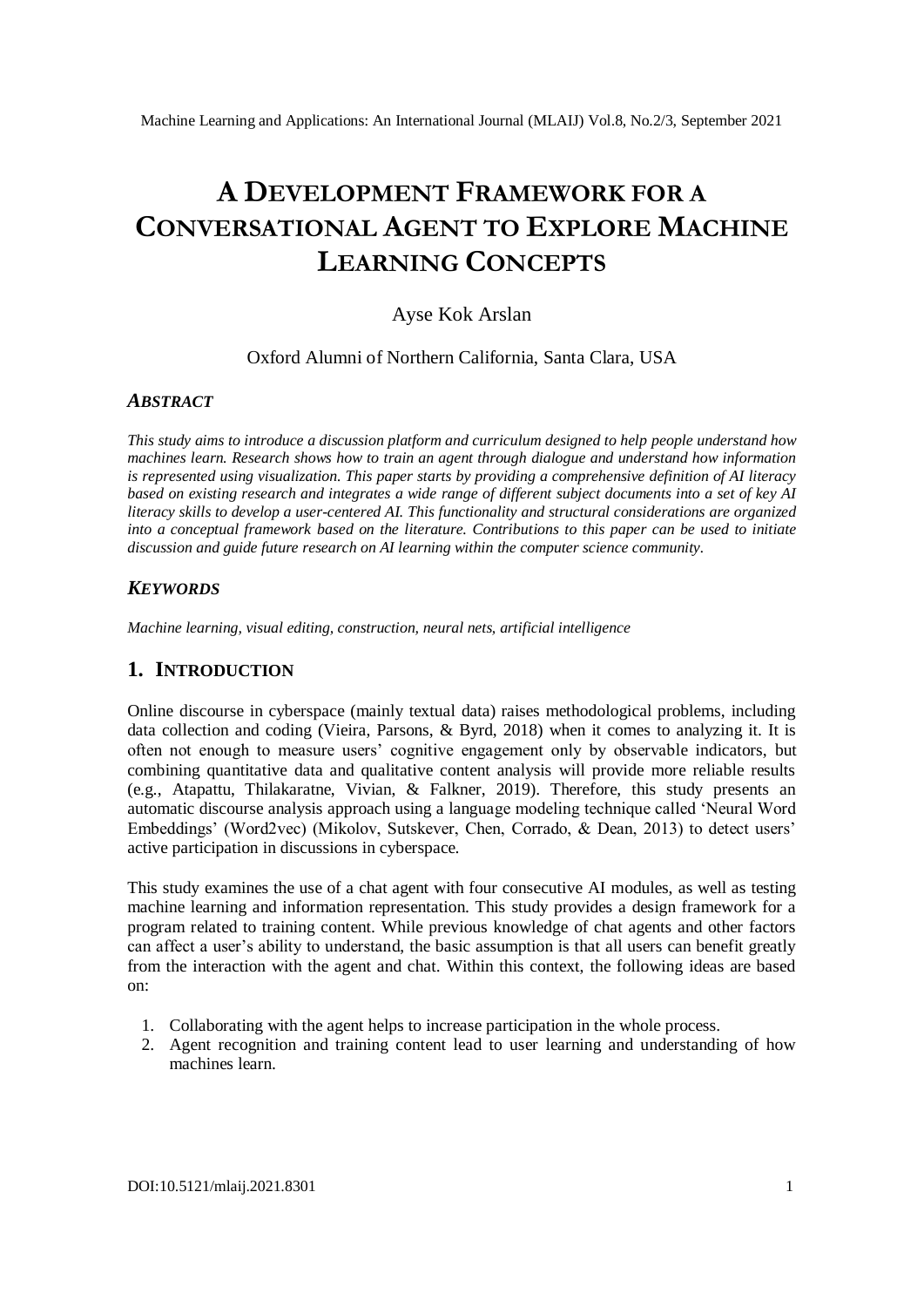# A Development Framework for a Conversational Agent to Explore Machine Learning Concepts

Ayse Kok Arslan

Oxford Alumni of Northern California, Santa Clara, USA

### *Abstract*

*This study aims to introduce a discussion platform and curriculum designed to help people understand how machines learn. Research shows how to train an agent through dialogue and understand how information is represented using visualization. This paper starts by providing a comprehensive definition of AI literacy based on existing research and integrates a wide range of different subject documents into a set of key AI literacy skills to develop a user-centered AI. This functionality and structural considerations are organized into a conceptual framework based on the literature. Contributions to this paper can be used to initiate discussion and guide future research on AI learning within the computer science community.*

### *Keywords*

*Machine learning, visual editing, construction, neural nets, artificial intelligence*

## 1. Introduction

Online discourse in cyberspace (mainly textual data) raises methodological problems, including data collection and coding (Vieira, Parsons, & Byrd, 2018) when it comes to analyzing it. It is often not enough to measure users' cognitive engagement only by observable indicators, but combining quantitative data and qualitative content analysis will provide more reliable results (e.g., Atapattu, Thilakaratne, Vivian, & Falkner, 2019). Therefore, this study presents an automatic discourse analysis approach using a language modeling technique called 'Neural Word Embeddings' (Word2vec) (Mikolov, Sutskever, Chen, Corrado, & Dean, 2013) to detect users' active participation in discussions in cyberspace.

This study examines the use of a chat agent with four consecutive AI modules, as well as testing machine learning and information representation. This study provides a design framework for a program related to training content. While previous knowledge of chat agents and other factors can affect a user's ability to understand, the basic assumption is that all users can benefit greatly from the interaction with the agent and chat. Within this context, the following ideas are based on:

1. Collaborating with the agent helps to increase participation in the whole process.
2. Agent recognition and training content lead to user learning and understanding of how machines learn.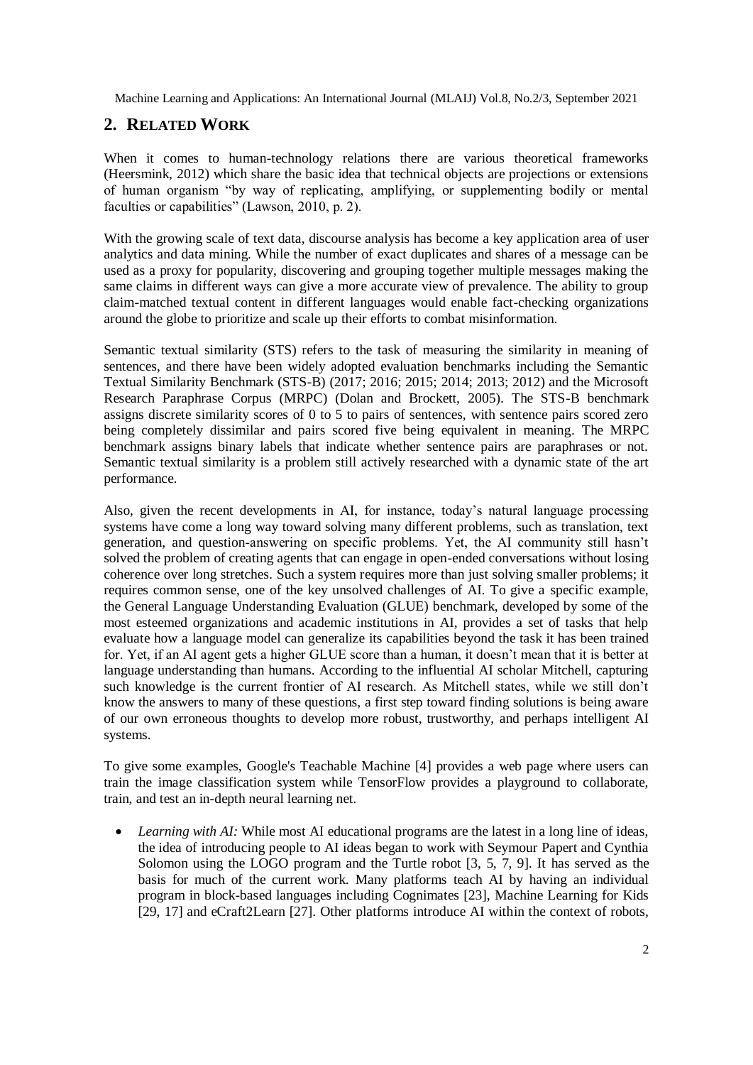## 2. RELATED WORK

When it comes to human-technology relations there are various theoretical frameworks (Heersmink, 2012) which share the basic idea that technical objects are projections or extensions of human organism "by way of replicating, amplifying, or supplementing bodily or mental faculties or capabilities" (Lawson, 2010, p. 2).

With the growing scale of text data, discourse analysis has become a key application area of user analytics and data mining. While the number of exact duplicates and shares of a message can be used as a proxy for popularity, discovering and grouping together multiple messages making the same claims in different ways can give a more accurate view of prevalence. The ability to group claim-matched textual content in different languages would enable fact-checking organizations around the globe to prioritize and scale up their efforts to combat misinformation.

Semantic textual similarity (STS) refers to the task of measuring the similarity in meaning of sentences, and there have been widely adopted evaluation benchmarks including the Semantic Textual Similarity Benchmark (STS-B) (2017; 2016; 2015; 2014; 2013; 2012) and the Microsoft Research Paraphrase Corpus (MRPC) (Dolan and Brockett, 2005). The STS-B benchmark assigns discrete similarity scores of 0 to 5 to pairs of sentences, with sentence pairs scored zero being completely dissimilar and pairs scored five being equivalent in meaning. The MRPC benchmark assigns binary labels that indicate whether sentence pairs are paraphrases or not. Semantic textual similarity is a problem still actively researched with a dynamic state of the art performance.

Also, given the recent developments in AI, for instance, today's natural language processing systems have come a long way toward solving many different problems, such as translation, text generation, and question-answering on specific problems. Yet, the AI community still hasn't solved the problem of creating agents that can engage in open-ended conversations without losing coherence over long stretches. Such a system requires more than just solving smaller problems; it requires common sense, one of the key unsolved challenges of AI. To give a specific example, the General Language Understanding Evaluation (GLUE) benchmark, developed by some of the most esteemed organizations and academic institutions in AI, provides a set of tasks that help evaluate how a language model can generalize its capabilities beyond the task it has been trained for. Yet, if an AI agent gets a higher GLUE score than a human, it doesn't mean that it is better at language understanding than humans. According to the influential AI scholar Mitchell, capturing such knowledge is the current frontier of AI research. As Mitchell states, while we still don't know the answers to many of these questions, a first step toward finding solutions is being aware of our own erroneous thoughts to develop more robust, trustworthy, and perhaps intelligent AI systems.

To give some examples, Google's Teachable Machine [4] provides a web page where users can train the image classification system while TensorFlow provides a playground to collaborate, train, and test an in-depth neural learning net.

- *Learning with AI:* While most AI educational programs are the latest in a long line of ideas, the idea of introducing people to AI ideas began to work with Seymour Papert and Cynthia Solomon using the LOGO program and the Turtle robot [3, 5, 7, 9]. It has served as the basis for much of the current work. Many platforms teach AI by having an individual program in block-based languages including Cognimates [23], Machine Learning for Kids [29, 17] and eCraft2Learn [27]. Other platforms introduce AI within the context of robots,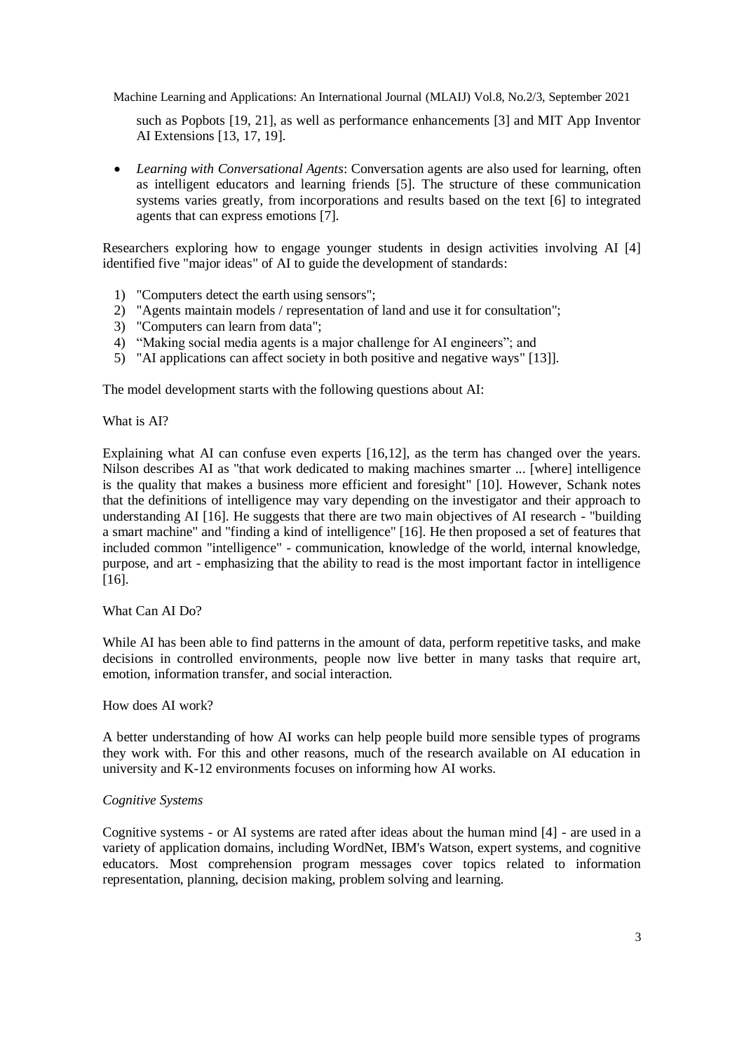such as Popbots [19, 21], as well as performance enhancements [3] and MIT App Inventor AI Extensions [13, 17, 19].

- *Learning with Conversational Agents*: Conversation agents are also used for learning, often as intelligent educators and learning friends [5]. The structure of these communication systems varies greatly, from incorporations and results based on the text [6] to integrated agents that can express emotions [7].

Researchers exploring how to engage younger students in design activities involving AI [4] identified five "major ideas" of AI to guide the development of standards:

1) "Computers detect the earth using sensors";
2) "Agents maintain models / representation of land and use it for consultation";
3) "Computers can learn from data";
4) "Making social media agents is a major challenge for AI engineers"; and
5) "AI applications can affect society in both positive and negative ways" [13]].

The model development starts with the following questions about AI:

What is AI?

Explaining what AI can confuse even experts [16,12], as the term has changed over the years. Nilson describes AI as "that work dedicated to making machines smarter ... [where] intelligence is the quality that makes a business more efficient and foresight" [10]. However, Schank notes that the definitions of intelligence may vary depending on the investigator and their approach to understanding AI [16]. He suggests that there are two main objectives of AI research - "building a smart machine" and "finding a kind of intelligence" [16]. He then proposed a set of features that included common "intelligence" - communication, knowledge of the world, internal knowledge, purpose, and art - emphasizing that the ability to read is the most important factor in intelligence [16].

What Can AI Do?

While AI has been able to find patterns in the amount of data, perform repetitive tasks, and make decisions in controlled environments, people now live better in many tasks that require art, emotion, information transfer, and social interaction.

How does AI work?

A better understanding of how AI works can help people build more sensible types of programs they work with. For this and other reasons, much of the research available on AI education in university and K-12 environments focuses on informing how AI works.

*Cognitive Systems*

Cognitive systems - or AI systems are rated after ideas about the human mind [4] - are used in a variety of application domains, including WordNet, IBM's Watson, expert systems, and cognitive educators. Most comprehension program messages cover topics related to information representation, planning, decision making, problem solving and learning.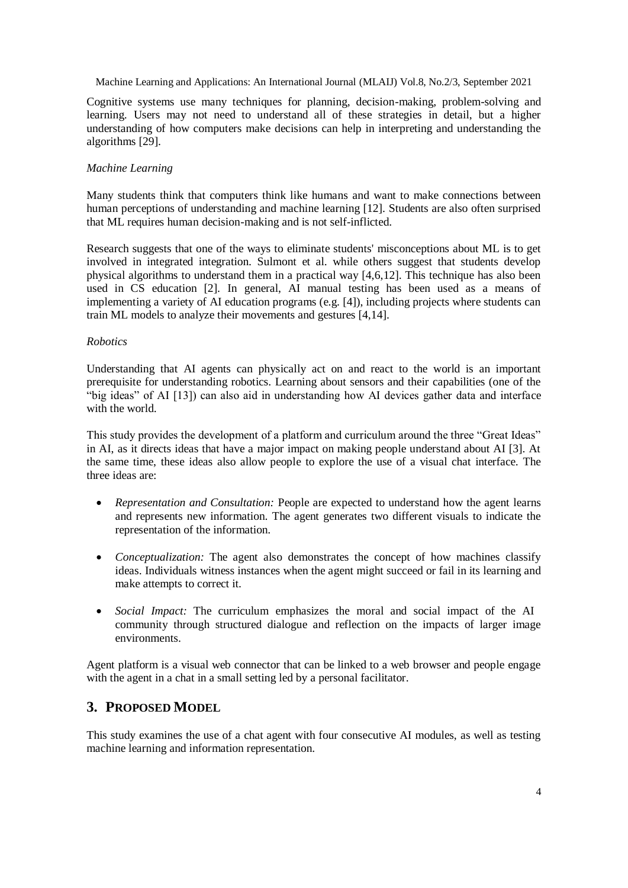Cognitive systems use many techniques for planning, decision-making, problem-solving and learning. Users may not need to understand all of these strategies in detail, but a higher understanding of how computers make decisions can help in interpreting and understanding the algorithms [29].

*Machine Learning*

Many students think that computers think like humans and want to make connections between human perceptions of understanding and machine learning [12]. Students are also often surprised that ML requires human decision-making and is not self-inflicted.

Research suggests that one of the ways to eliminate students' misconceptions about ML is to get involved in integrated integration. Sulmont et al. while others suggest that students develop physical algorithms to understand them in a practical way [4,6,12]. This technique has also been used in CS education [2]. In general, AI manual testing has been used as a means of implementing a variety of AI education programs (e.g. [4]), including projects where students can train ML models to analyze their movements and gestures [4,14].

*Robotics*

Understanding that AI agents can physically act on and react to the world is an important prerequisite for understanding robotics. Learning about sensors and their capabilities (one of the "big ideas" of AI [13]) can also aid in understanding how AI devices gather data and interface with the world.

This study provides the development of a platform and curriculum around the three "Great Ideas" in AI, as it directs ideas that have a major impact on making people understand about AI [3]. At the same time, these ideas also allow people to explore the use of a visual chat interface. The three ideas are:

- *Representation and Consultation:* People are expected to understand how the agent learns and represents new information. The agent generates two different visuals to indicate the representation of the information.
- *Conceptualization:* The agent also demonstrates the concept of how machines classify ideas. Individuals witness instances when the agent might succeed or fail in its learning and make attempts to correct it.
- *Social Impact:* The curriculum emphasizes the moral and social impact of the AI community through structured dialogue and reflection on the impacts of larger image environments.

Agent platform is a visual web connector that can be linked to a web browser and people engage with the agent in a chat in a small setting led by a personal facilitator.

## 3. PROPOSED MODEL

This study examines the use of a chat agent with four consecutive AI modules, as well as testing machine learning and information representation.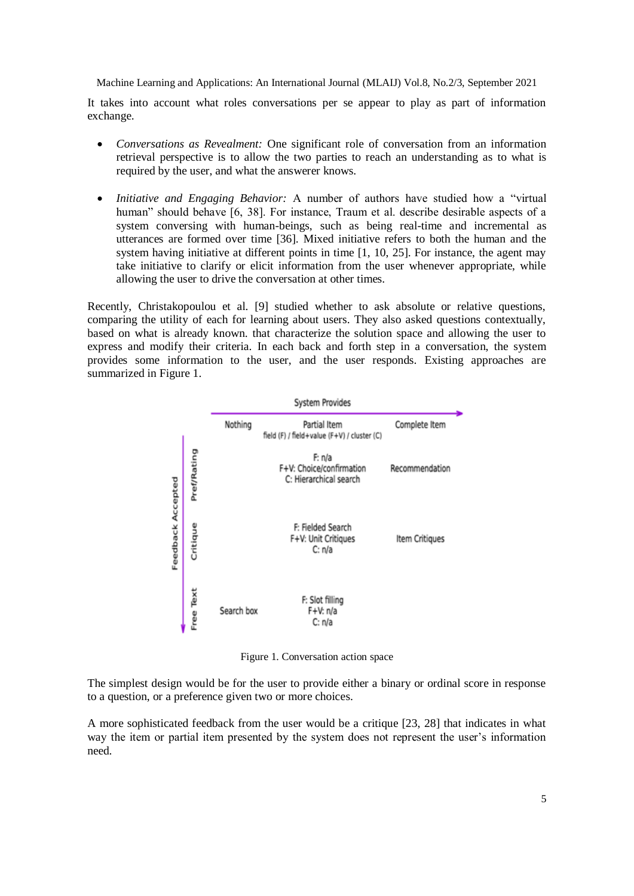It takes into account what roles conversations per se appear to play as part of information exchange.

- *Conversations as Revealment:* One significant role of conversation from an information retrieval perspective is to allow the two parties to reach an understanding as to what is required by the user, and what the answerer knows.
- *Initiative and Engaging Behavior:* A number of authors have studied how a "virtual human" should behave [6, 38]. For instance, Traum et al. describe desirable aspects of a system conversing with human-beings, such as being real-time and incremental as utterances are formed over time [36]. Mixed initiative refers to both the human and the system having initiative at different points in time [1, 10, 25]. For instance, the agent may take initiative to clarify or elicit information from the user whenever appropriate, while allowing the user to drive the conversation at other times.

Recently, Christakopoulou et al. [9] studied whether to ask absolute or relative questions, comparing the utility of each for learning about users. They also asked questions contextually, based on what is already known. that characterize the solution space and allowing the user to express and modify their criteria. In each back and forth step in a conversation, the system provides some information to the user, and the user responds. Existing approaches are summarized in Figure 1.

System Provides

Nothing

Partial Item
field (F) / field+value (F+V) / cluster (C)

Complete Item

Feedback Accepted

Pref/Rating

F: n/a
F+V: Choice/confirmation
C: Hierarchical search

Recommendation

Critique

F: Fielded Search
F+V: Unit Critiques
C: n/a

Item Critiques

Free Text

Search box

F: Slot filling
F+V: n/a
C: n/a

Figure 1. Conversation action space

The simplest design would be for the user to provide either a binary or ordinal score in response to a question, or a preference given two or more choices.

A more sophisticated feedback from the user would be a critique [23, 28] that indicates in what way the item or partial item presented by the system does not represent the user's information need.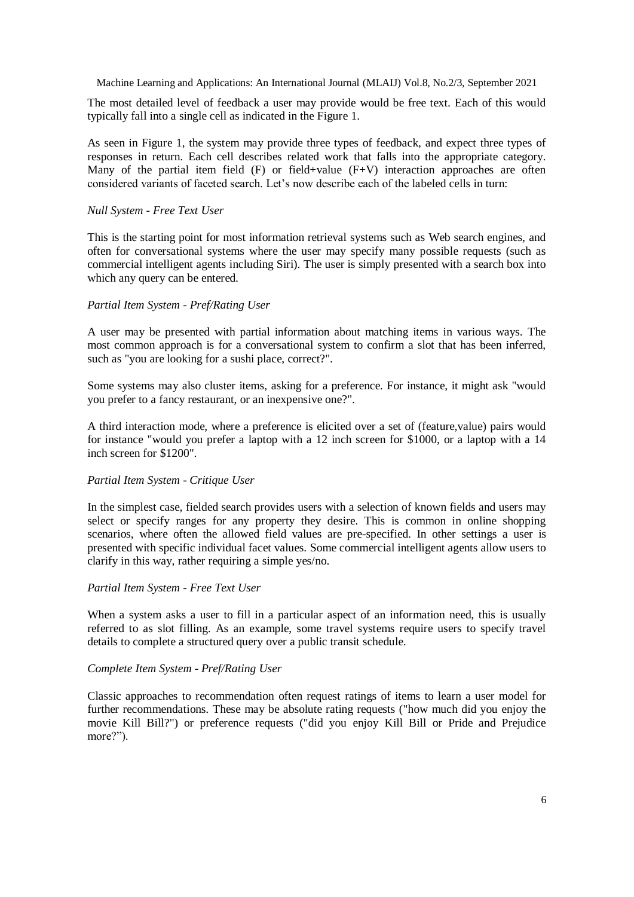The most detailed level of feedback a user may provide would be free text. Each of this would typically fall into a single cell as indicated in the Figure 1.

As seen in Figure 1, the system may provide three types of feedback, and expect three types of responses in return. Each cell describes related work that falls into the appropriate category. Many of the partial item field (F) or field+value (F+V) interaction approaches are often considered variants of faceted search. Let's now describe each of the labeled cells in turn:

*Null System - Free Text User*

This is the starting point for most information retrieval systems such as Web search engines, and often for conversational systems where the user may specify many possible requests (such as commercial intelligent agents including Siri). The user is simply presented with a search box into which any query can be entered.

*Partial Item System - Pref/Rating User*

A user may be presented with partial information about matching items in various ways. The most common approach is for a conversational system to confirm a slot that has been inferred, such as "you are looking for a sushi place, correct?".

Some systems may also cluster items, asking for a preference. For instance, it might ask "would you prefer to a fancy restaurant, or an inexpensive one?".

A third interaction mode, where a preference is elicited over a set of (feature,value) pairs would for instance "would you prefer a laptop with a 12 inch screen for $1000, or a laptop with a 14 inch screen for $1200".

*Partial Item System - Critique User*

In the simplest case, fielded search provides users with a selection of known fields and users may select or specify ranges for any property they desire. This is common in online shopping scenarios, where often the allowed field values are pre-specified. In other settings a user is presented with specific individual facet values. Some commercial intelligent agents allow users to clarify in this way, rather requiring a simple yes/no.

*Partial Item System - Free Text User*

When a system asks a user to fill in a particular aspect of an information need, this is usually referred to as slot filling. As an example, some travel systems require users to specify travel details to complete a structured query over a public transit schedule.

*Complete Item System - Pref/Rating User*

Classic approaches to recommendation often request ratings of items to learn a user model for further recommendations. These may be absolute rating requests ("how much did you enjoy the movie Kill Bill?") or preference requests ("did you enjoy Kill Bill or Pride and Prejudice more?").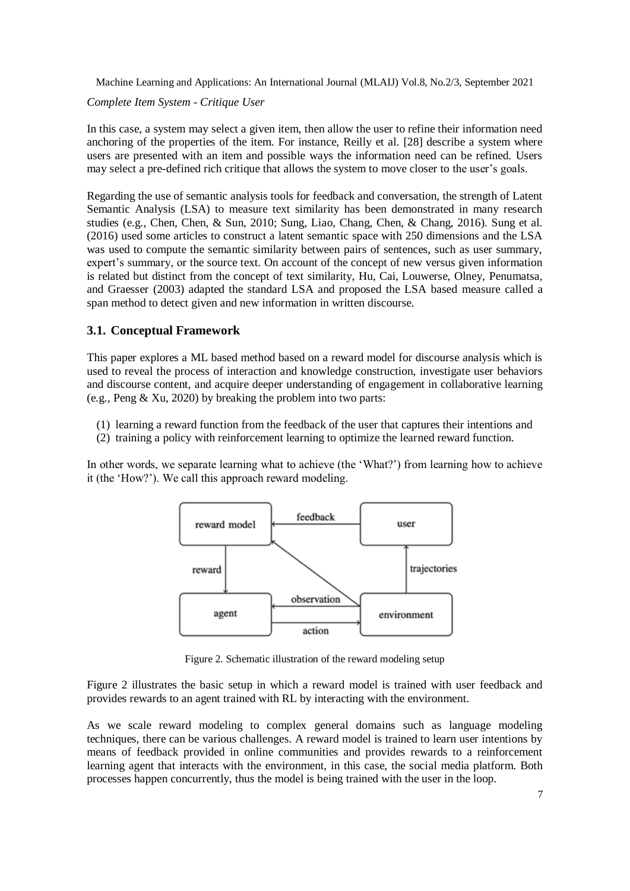*Complete Item System - Critique User*

In this case, a system may select a given item, then allow the user to refine their information need anchoring of the properties of the item. For instance, Reilly et al. [28] describe a system where users are presented with an item and possible ways the information need can be refined. Users may select a pre-defined rich critique that allows the system to move closer to the user's goals.

Regarding the use of semantic analysis tools for feedback and conversation, the strength of Latent Semantic Analysis (LSA) to measure text similarity has been demonstrated in many research studies (e.g., Chen, Chen, & Sun, 2010; Sung, Liao, Chang, Chen, & Chang, 2016). Sung et al. (2016) used some articles to construct a latent semantic space with 250 dimensions and the LSA was used to compute the semantic similarity between pairs of sentences, such as user summary, expert's summary, or the source text. On account of the concept of new versus given information is related but distinct from the concept of text similarity, Hu, Cai, Louwerse, Olney, Penumatsa, and Graesser (2003) adapted the standard LSA and proposed the LSA based measure called a span method to detect given and new information in written discourse.

## 3.1. Conceptual Framework

This paper explores a ML based method based on a reward model for discourse analysis which is used to reveal the process of interaction and knowledge construction, investigate user behaviors and discourse content, and acquire deeper understanding of engagement in collaborative learning (e.g., Peng & Xu, 2020) by breaking the problem into two parts:

(1) learning a reward function from the feedback of the user that captures their intentions and
(2) training a policy with reinforcement learning to optimize the learned reward function.

In other words, we separate learning what to achieve (the 'What?') from learning how to achieve it (the 'How?'). We call this approach reward modeling.

reward model
feedback
user
reward
trajectories
observation
agent
action
environment

Figure 2. Schematic illustration of the reward modeling setup

Figure 2 illustrates the basic setup in which a reward model is trained with user feedback and provides rewards to an agent trained with RL by interacting with the environment.

As we scale reward modeling to complex general domains such as language modeling techniques, there can be various challenges. A reward model is trained to learn user intentions by means of feedback provided in online communities and provides rewards to a reinforcement learning agent that interacts with the environment, in this case, the social media platform. Both processes happen concurrently, thus the model is being trained with the user in the loop.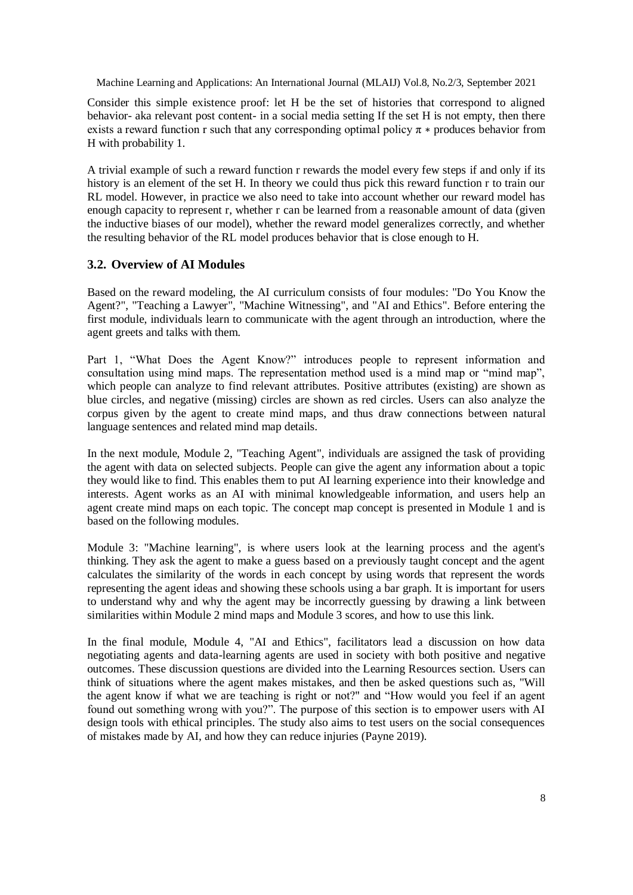Consider this simple existence proof: let H be the set of histories that correspond to aligned behavior- aka relevant post content- in a social media setting If the set H is not empty, then there exists a reward function r such that any corresponding optimal policy $\pi *$ produces behavior from H with probability 1.

A trivial example of such a reward function r rewards the model every few steps if and only if its history is an element of the set H. In theory we could thus pick this reward function r to train our RL model. However, in practice we also need to take into account whether our reward model has enough capacity to represent r, whether r can be learned from a reasonable amount of data (given the inductive biases of our model), whether the reward model generalizes correctly, and whether the resulting behavior of the RL model produces behavior that is close enough to H.

### 3.2. Overview of AI Modules

Based on the reward modeling, the AI curriculum consists of four modules: "Do You Know the Agent?", "Teaching a Lawyer", "Machine Witnessing", and "AI and Ethics". Before entering the first module, individuals learn to communicate with the agent through an introduction, where the agent greets and talks with them.

Part 1, "What Does the Agent Know?" introduces people to represent information and consultation using mind maps. The representation method used is a mind map or "mind map", which people can analyze to find relevant attributes. Positive attributes (existing) are shown as blue circles, and negative (missing) circles are shown as red circles. Users can also analyze the corpus given by the agent to create mind maps, and thus draw connections between natural language sentences and related mind map details.

In the next module, Module 2, "Teaching Agent", individuals are assigned the task of providing the agent with data on selected subjects. People can give the agent any information about a topic they would like to find. This enables them to put AI learning experience into their knowledge and interests. Agent works as an AI with minimal knowledgeable information, and users help an agent create mind maps on each topic. The concept map concept is presented in Module 1 and is based on the following modules.

Module 3: "Machine learning", is where users look at the learning process and the agent's thinking. They ask the agent to make a guess based on a previously taught concept and the agent calculates the similarity of the words in each concept by using words that represent the words representing the agent ideas and showing these schools using a bar graph. It is important for users to understand why and why the agent may be incorrectly guessing by drawing a link between similarities within Module 2 mind maps and Module 3 scores, and how to use this link.

In the final module, Module 4, "AI and Ethics", facilitators lead a discussion on how data negotiating agents and data-learning agents are used in society with both positive and negative outcomes. These discussion questions are divided into the Learning Resources section. Users can think of situations where the agent makes mistakes, and then be asked questions such as, "Will the agent know if what we are teaching is right or not?" and "How would you feel if an agent found out something wrong with you?". The purpose of this section is to empower users with AI design tools with ethical principles. The study also aims to test users on the social consequences of mistakes made by AI, and how they can reduce injuries (Payne 2019).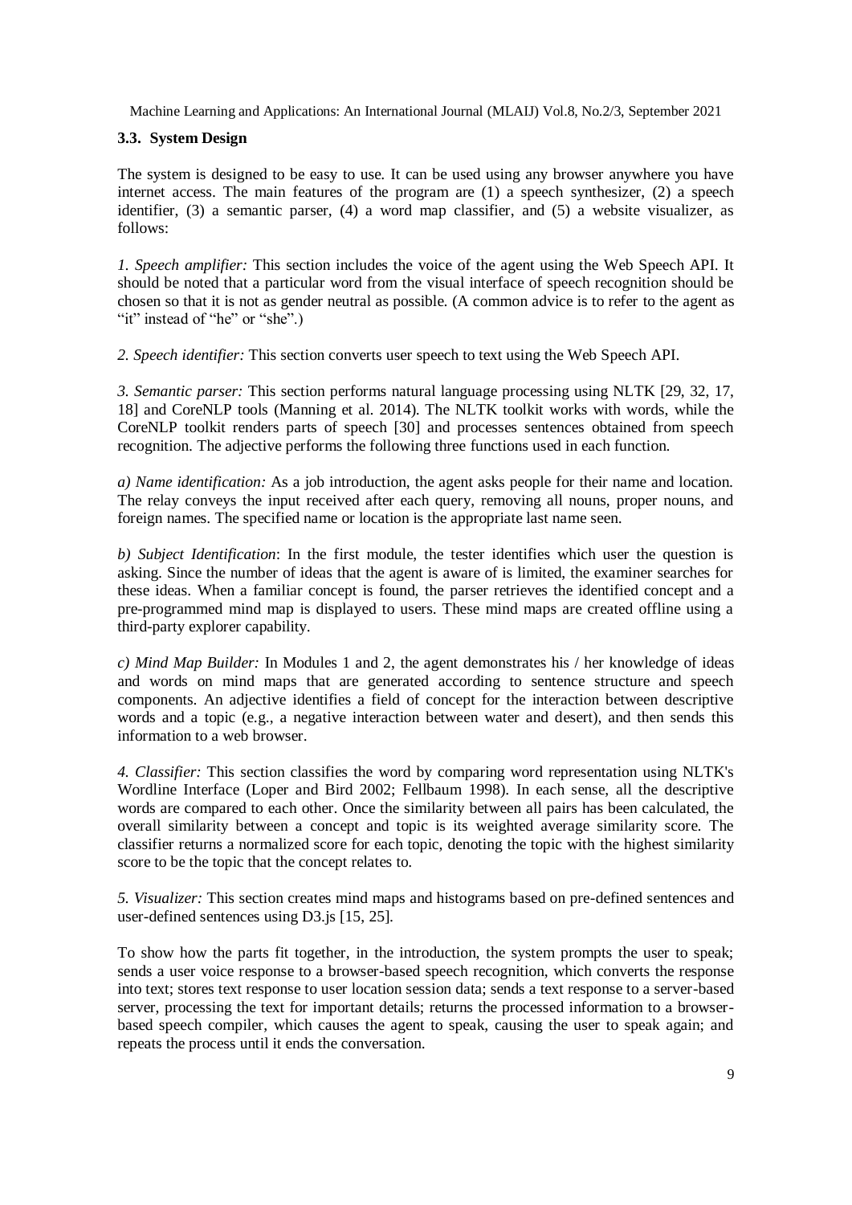### 3.3. System Design

The system is designed to be easy to use. It can be used using any browser anywhere you have internet access. The main features of the program are (1) a speech synthesizer, (2) a speech identifier, (3) a semantic parser, (4) a word map classifier, and (5) a website visualizer, as follows:

*1. Speech amplifier:* This section includes the voice of the agent using the Web Speech API. It should be noted that a particular word from the visual interface of speech recognition should be chosen so that it is not as gender neutral as possible. (A common advice is to refer to the agent as "it" instead of "he" or "she".)

*2. Speech identifier:* This section converts user speech to text using the Web Speech API.

*3. Semantic parser:* This section performs natural language processing using NLTK [29, 32, 17, 18] and CoreNLP tools (Manning et al. 2014). The NLTK toolkit works with words, while the CoreNLP toolkit renders parts of speech [30] and processes sentences obtained from speech recognition. The adjective performs the following three functions used in each function.

*a) Name identification:* As a job introduction, the agent asks people for their name and location. The relay conveys the input received after each query, removing all nouns, proper nouns, and foreign names. The specified name or location is the appropriate last name seen.

*b) Subject Identification*: In the first module, the tester identifies which user the question is asking. Since the number of ideas that the agent is aware of is limited, the examiner searches for these ideas. When a familiar concept is found, the parser retrieves the identified concept and a pre-programmed mind map is displayed to users. These mind maps are created offline using a third-party explorer capability.

*c) Mind Map Builder:* In Modules 1 and 2, the agent demonstrates his / her knowledge of ideas and words on mind maps that are generated according to sentence structure and speech components. An adjective identifies a field of concept for the interaction between descriptive words and a topic (e.g., a negative interaction between water and desert), and then sends this information to a web browser.

*4. Classifier:* This section classifies the word by comparing word representation using NLTK's Wordline Interface (Loper and Bird 2002; Fellbaum 1998). In each sense, all the descriptive words are compared to each other. Once the similarity between all pairs has been calculated, the overall similarity between a concept and topic is its weighted average similarity score. The classifier returns a normalized score for each topic, denoting the topic with the highest similarity score to be the topic that the concept relates to.

*5. Visualizer:* This section creates mind maps and histograms based on pre-defined sentences and user-defined sentences using D3.js [15, 25].

To show how the parts fit together, in the introduction, the system prompts the user to speak; sends a user voice response to a browser-based speech recognition, which converts the response into text; stores text response to user location session data; sends a text response to a server-based server, processing the text for important details; returns the processed information to a browser-based speech compiler, which causes the agent to speak, causing the user to speak again; and repeats the process until it ends the conversation.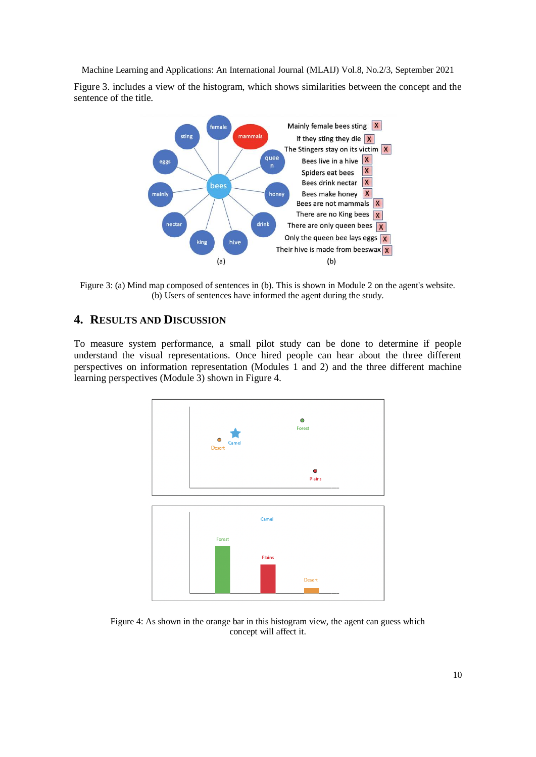Figure 3. includes a view of the histogram, which shows similarities between the concept and the sentence of the title.

female
sting
mammals
eggs
queen
bees
mainly
honey
nectar
drink
king
hive
(a)

Mainly female bees sting X
If they sting they die X
The Stingers stay on its victim X
Bees live in a hive X
Spiders eat bees X
Bees drink nectar X
Bees make honey X
Bees are not mammals X
There are no King bees X
There are only queen bees X
Only the queen bee lays eggs X
Their hive is made from beeswax X
(b)

Figure 3: (a) Mind map composed of sentences in (b). This is shown in Module 2 on the agent's website. (b) Users of sentences have informed the agent during the study.

## 4. RESULTS AND DISCUSSION

To measure system performance, a small pilot study can be done to determine if people understand the visual representations. Once hired people can hear about the three different perspectives on information representation (Modules 1 and 2) and the three different machine learning perspectives (Module 3) shown in Figure 4.

Forest
Camel
Desert
Plains

Camel
Forest
Plains
Desert

Figure 4: As shown in the orange bar in this histogram view, the agent can guess which concept will affect it.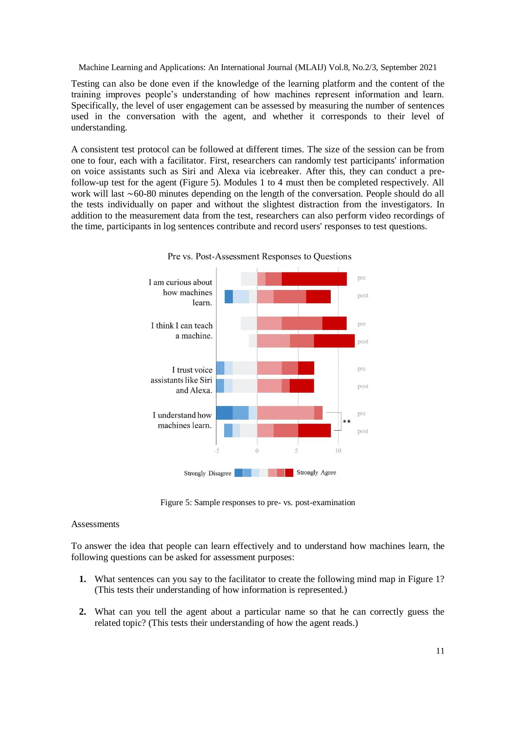Testing can also be done even if the knowledge of the learning platform and the content of the training improves people's understanding of how machines represent information and learn. Specifically, the level of user engagement can be assessed by measuring the number of sentences used in the conversation with the agent, and whether it corresponds to their level of understanding.

A consistent test protocol can be followed at different times. The size of the session can be from one to four, each with a facilitator. First, researchers can randomly test participants' information on voice assistants such as Siri and Alexa via icebreaker. After this, they can conduct a pre-follow-up test for the agent (Figure 5). Modules 1 to 4 must then be completed respectively. All work will last ~60-80 minutes depending on the length of the conversation. People should do all the tests individually on paper and without the slightest distraction from the investigators. In addition to the measurement data from the test, researchers can also perform video recordings of the time, participants in log sentences contribute and record users' responses to test questions.

Pre vs. Post-Assessment Responses to Questions

I am curious about how machines learn.

I think I can teach a machine.

I trust voice assistants like Siri and Alexa.

I understand how machines learn.

pre

post

pre

post

pre

post

pre

post

**

-5

0

5

10

Strongly Disagree

Strongly Agree

Figure 5: Sample responses to pre- vs. post-examination

Assessments

To answer the idea that people can learn effectively and to understand how machines learn, the following questions can be asked for assessment purposes:

1. What sentences can you say to the facilitator to create the following mind map in Figure 1? (This tests their understanding of how information is represented.)
2. What can you tell the agent about a particular name so that he can correctly guess the related topic? (This tests their understanding of how the agent reads.)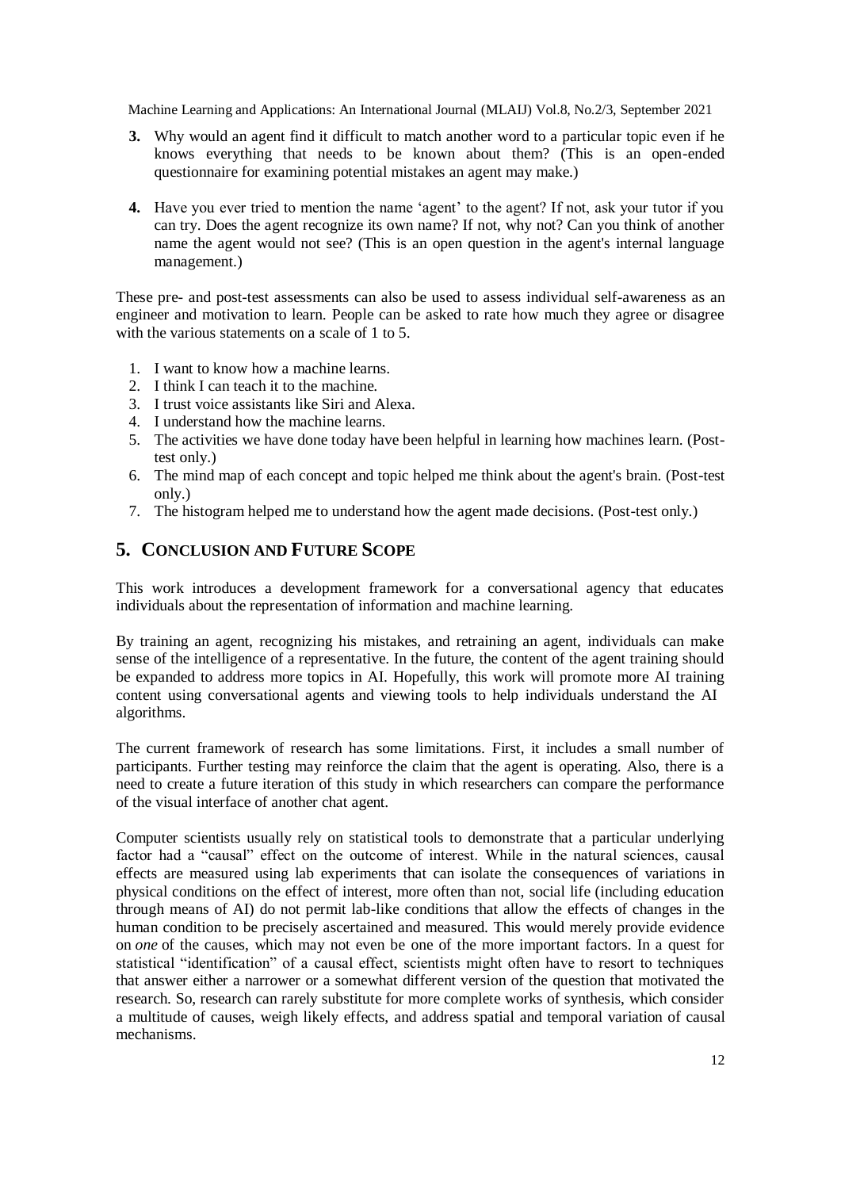3. Why would an agent find it difficult to match another word to a particular topic even if he knows everything that needs to be known about them? (This is an open-ended questionnaire for examining potential mistakes an agent may make.)

4. Have you ever tried to mention the name 'agent' to the agent? If not, ask your tutor if you can try. Does the agent recognize its own name? If not, why not? Can you think of another name the agent would not see? (This is an open question in the agent's internal language management.)

These pre- and post-test assessments can also be used to assess individual self-awareness as an engineer and motivation to learn. People can be asked to rate how much they agree or disagree with the various statements on a scale of 1 to 5.

1. I want to know how a machine learns.
2. I think I can teach it to the machine.
3. I trust voice assistants like Siri and Alexa.
4. I understand how the machine learns.
5. The activities we have done today have been helpful in learning how machines learn. (Post-test only.)
6. The mind map of each concept and topic helped me think about the agent's brain. (Post-test only.)
7. The histogram helped me to understand how the agent made decisions. (Post-test only.)

## 5. Conclusion and Future Scope

This work introduces a development framework for a conversational agency that educates individuals about the representation of information and machine learning.

By training an agent, recognizing his mistakes, and retraining an agent, individuals can make sense of the intelligence of a representative. In the future, the content of the agent training should be expanded to address more topics in AI. Hopefully, this work will promote more AI training content using conversational agents and viewing tools to help individuals understand the AI algorithms.

The current framework of research has some limitations. First, it includes a small number of participants. Further testing may reinforce the claim that the agent is operating. Also, there is a need to create a future iteration of this study in which researchers can compare the performance of the visual interface of another chat agent.

Computer scientists usually rely on statistical tools to demonstrate that a particular underlying factor had a "causal" effect on the outcome of interest. While in the natural sciences, causal effects are measured using lab experiments that can isolate the consequences of variations in physical conditions on the effect of interest, more often than not, social life (including education through means of AI) do not permit lab-like conditions that allow the effects of changes in the human condition to be precisely ascertained and measured. This would merely provide evidence on *one* of the causes, which may not even be one of the more important factors. In a quest for statistical "identification" of a causal effect, scientists might often have to resort to techniques that answer either a narrower or a somewhat different version of the question that motivated the research. So, research can rarely substitute for more complete works of synthesis, which consider a multitude of causes, weigh likely effects, and address spatial and temporal variation of causal mechanisms.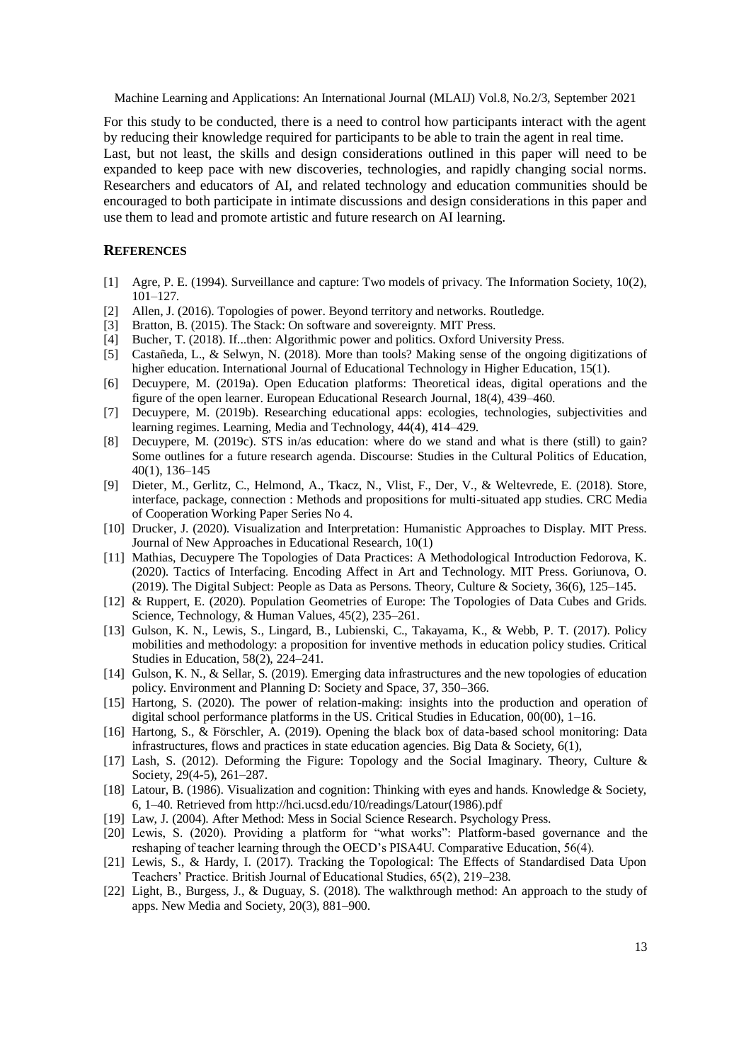For this study to be conducted, there is a need to control how participants interact with the agent by reducing their knowledge required for participants to be able to train the agent in real time.

Last, but not least, the skills and design considerations outlined in this paper will need to be expanded to keep pace with new discoveries, technologies, and rapidly changing social norms. Researchers and educators of AI, and related technology and education communities should be encouraged to both participate in intimate discussions and design considerations in this paper and use them to lead and promote artistic and future research on AI learning.

## REFERENCES

[1] Agre, P. E. (1994). Surveillance and capture: Two models of privacy. The Information Society, 10(2), 101–127.

[2] Allen, J. (2016). Topologies of power. Beyond territory and networks. Routledge.

[3] Bratton, B. (2015). The Stack: On software and sovereignty. MIT Press.

[4] Bucher, T. (2018). If...then: Algorithmic power and politics. Oxford University Press.

[5] Castañeda, L., & Selwyn, N. (2018). More than tools? Making sense of the ongoing digitizations of higher education. International Journal of Educational Technology in Higher Education, 15(1).

[6] Decuypere, M. (2019a). Open Education platforms: Theoretical ideas, digital operations and the figure of the open learner. European Educational Research Journal, 18(4), 439–460.

[7] Decuypere, M. (2019b). Researching educational apps: ecologies, technologies, subjectivities and learning regimes. Learning, Media and Technology, 44(4), 414–429.

[8] Decuypere, M. (2019c). STS in/as education: where do we stand and what is there (still) to gain? Some outlines for a future research agenda. Discourse: Studies in the Cultural Politics of Education, 40(1), 136–145

[9] Dieter, M., Gerlitz, C., Helmond, A., Tkacz, N., Vlist, F., Der, V., & Weltevrede, E. (2018). Store, interface, package, connection : Methods and propositions for multi-situated app studies. CRC Media of Cooperation Working Paper Series No 4.

[10] Drucker, J. (2020). Visualization and Interpretation: Humanistic Approaches to Display. MIT Press. Journal of New Approaches in Educational Research, 10(1)

[11] Mathias, Decuypere The Topologies of Data Practices: A Methodological Introduction Fedorova, K. (2020). Tactics of Interfacing. Encoding Affect in Art and Technology. MIT Press. Goriunova, O. (2019). The Digital Subject: People as Data as Persons. Theory, Culture & Society, 36(6), 125–145.

[12] & Ruppert, E. (2020). Population Geometries of Europe: The Topologies of Data Cubes and Grids. Science, Technology, & Human Values, 45(2), 235–261.

[13] Gulson, K. N., Lewis, S., Lingard, B., Lubienski, C., Takayama, K., & Webb, P. T. (2017). Policy mobilities and methodology: a proposition for inventive methods in education policy studies. Critical Studies in Education, 58(2), 224–241.

[14] Gulson, K. N., & Sellar, S. (2019). Emerging data infrastructures and the new topologies of education policy. Environment and Planning D: Society and Space, 37, 350–366.

[15] Hartong, S. (2020). The power of relation-making: insights into the production and operation of digital school performance platforms in the US. Critical Studies in Education, 00(00), 1–16.

[16] Hartong, S., & Förschler, A. (2019). Opening the black box of data-based school monitoring: Data infrastructures, flows and practices in state education agencies. Big Data & Society, 6(1),

[17] Lash, S. (2012). Deforming the Figure: Topology and the Social Imaginary. Theory, Culture & Society, 29(4-5), 261–287.

[18] Latour, B. (1986). Visualization and cognition: Thinking with eyes and hands. Knowledge & Society, 6, 1–40. Retrieved from http://hci.ucsd.edu/10/readings/Latour(1986).pdf

[19] Law, J. (2004). After Method: Mess in Social Science Research. Psychology Press.

[20] Lewis, S. (2020). Providing a platform for "what works": Platform-based governance and the reshaping of teacher learning through the OECD's PISA4U. Comparative Education, 56(4).

[21] Lewis, S., & Hardy, I. (2017). Tracking the Topological: The Effects of Standardised Data Upon Teachers' Practice. British Journal of Educational Studies, 65(2), 219–238.

[22] Light, B., Burgess, J., & Duguay, S. (2018). The walkthrough method: An approach to the study of apps. New Media and Society, 20(3), 881–900.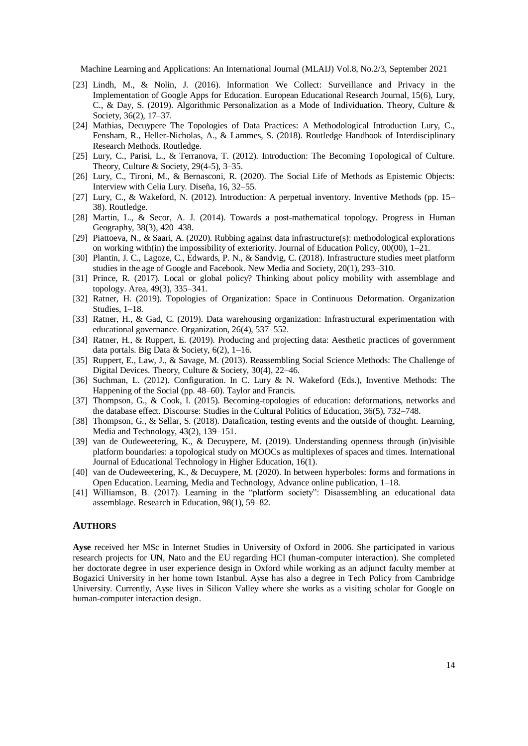[23] Lindh, M., & Nolin, J. (2016). Information We Collect: Surveillance and Privacy in the Implementation of Google Apps for Education. European Educational Research Journal, 15(6), Lury, C., & Day, S. (2019). Algorithmic Personalization as a Mode of Individuation. Theory, Culture & Society, 36(2), 17–37.

[24] Mathias, Decuypere The Topologies of Data Practices: A Methodological Introduction Lury, C., Fensham, R., Heller-Nicholas, A., & Lammes, S. (2018). Routledge Handbook of Interdisciplinary Research Methods. Routledge.

[25] Lury, C., Parisi, L., & Terranova, T. (2012). Introduction: The Becoming Topological of Culture. Theory, Culture & Society, 29(4-5), 3–35.

[26] Lury, C., Tironi, M., & Bernasconi, R. (2020). The Social Life of Methods as Epistemic Objects: Interview with Celia Lury. Diseña, 16, 32–55.

[27] Lury, C., & Wakeford, N. (2012). Introduction: A perpetual inventory. Inventive Methods (pp. 15–38). Routledge.

[28] Martin, L., & Secor, A. J. (2014). Towards a post-mathematical topology. Progress in Human Geography, 38(3), 420–438.

[29] Piattoeva, N., & Saari, A. (2020). Rubbing against data infrastructure(s): methodological explorations on working with(in) the impossibility of exteriority. Journal of Education Policy, 00(00), 1–21.

[30] Plantin, J. C., Lagoze, C., Edwards, P. N., & Sandvig, C. (2018). Infrastructure studies meet platform studies in the age of Google and Facebook. New Media and Society, 20(1), 293–310.

[31] Prince, R. (2017). Local or global policy? Thinking about policy mobility with assemblage and topology. Area, 49(3), 335–341.

[32] Ratner, H. (2019). Topologies of Organization: Space in Continuous Deformation. Organization Studies, 1–18.

[33] Ratner, H., & Gad, C. (2019). Data warehousing organization: Infrastructural experimentation with educational governance. Organization, 26(4), 537–552.

[34] Ratner, H., & Ruppert, E. (2019). Producing and projecting data: Aesthetic practices of government data portals. Big Data & Society, 6(2), 1–16.

[35] Ruppert, E., Law, J., & Savage, M. (2013). Reassembling Social Science Methods: The Challenge of Digital Devices. Theory, Culture & Society, 30(4), 22–46.

[36] Suchman, L. (2012). Configuration. In C. Lury & N. Wakeford (Eds.), Inventive Methods: The Happening of the Social (pp. 48–60). Taylor and Francis.

[37] Thompson, G., & Cook, I. (2015). Becoming-topologies of education: deformations, networks and the database effect. Discourse: Studies in the Cultural Politics of Education, 36(5), 732–748.

[38] Thompson, G., & Sellar, S. (2018). Datafication, testing events and the outside of thought. Learning, Media and Technology, 43(2), 139–151.

[39] van de Oudeweetering, K., & Decuypere, M. (2019). Understanding openness through (in)visible platform boundaries: a topological study on MOOCs as multiplexes of spaces and times. International Journal of Educational Technology in Higher Education, 16(1).

[40] van de Oudeweetering, K., & Decuypere, M. (2020). In between hyperboles: forms and formations in Open Education. Learning, Media and Technology, Advance online publication, 1–18.

[41] Williamson, B. (2017). Learning in the "platform society": Disassembling an educational data assemblage. Research in Education, 98(1), 59–82.

## AUTHORS

**Ayse** received her MSc in Internet Studies in University of Oxford in 2006. She participated in various research projects for UN, Nato and the EU regarding HCI (human-computer interaction). She completed her doctorate degree in user experience design in Oxford while working as an adjunct faculty member at Bogazici University in her home town Istanbul. Ayse has also a degree in Tech Policy from Cambridge University. Currently, Ayse lives in Silicon Valley where she works as a visiting scholar for Google on human-computer interaction design.